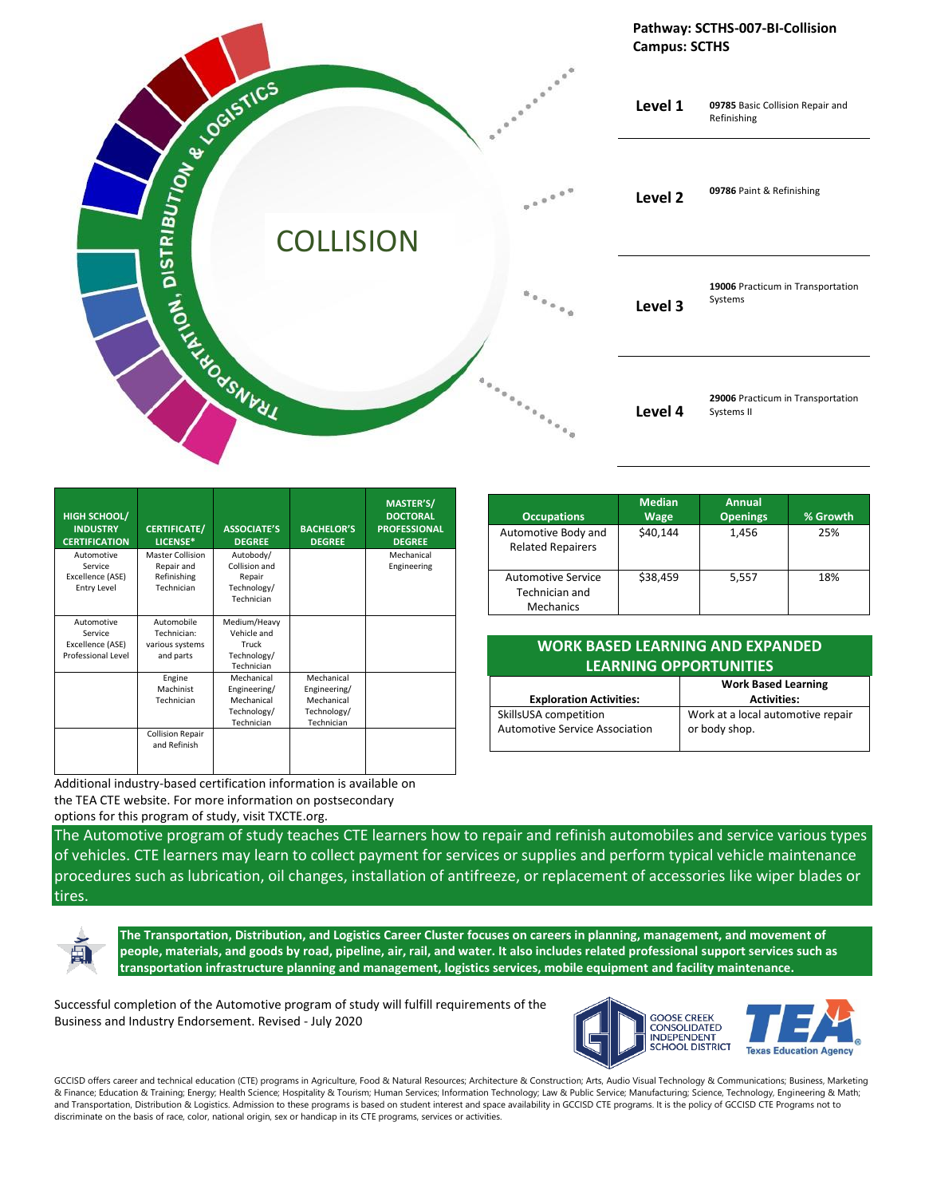**Pathway: SCTHS-007-BI-Collision**
**Campus: SCTHS**

# COLLISION

TRANSPORTATION, DISTRIBUTION & LOGISTICS

| Level | Course |
|---|---|
| **Level 1** | **09785** Basic Collision Repair and Refinishing |
| **Level 2** | **09786** Paint & Refinishing |
| **Level 3** | **19006** Practicum in Transportation Systems |
| **Level 4** | **29006** Practicum in Transportation Systems II |

| HIGH SCHOOL/ INDUSTRY CERTIFICATION | CERTIFICATE/ LICENSE* | ASSOCIATE'S DEGREE | BACHELOR'S DEGREE | MASTER'S/ DOCTORAL PROFESSIONAL DEGREE |
|---|---|---|---|---|
| Automotive Service Excellence (ASE) Entry Level | Master Collision Repair and Refinishing Technician | Autobody/ Collision and Repair Technology/ Technician | | Mechanical Engineering |
| Automotive Service Excellence (ASE) Professional Level | Automobile Technician: various systems and parts | Medium/Heavy Vehicle and Truck Technology/ Technician | | |
| | Engine Machinist Technician | Mechanical Engineering/ Mechanical Technology/ Technician | Mechanical Engineering/ Mechanical Technology/ Technician | |
| | Collision Repair and Refinish | | | |

Additional industry-based certification information is available on the TEA CTE website. For more information on postsecondary options for this program of study, visit TXCTE.org.

| Occupations | Median Wage | Annual Openings | % Growth |
|---|---|---|---|
| Automotive Body and Related Repairers | $40,144 | 1,456 | 25% |
| Automotive Service Technician and Mechanics | $38,459 | 5,557 | 18% |

## WORK BASED LEARNING AND EXPANDED LEARNING OPPORTUNITIES

| Exploration Activities: | Work Based Learning Activities: |
|---|---|
| SkillsUSA competition<br>Automotive Service Association | Work at a local automotive repair or body shop. |

The Automotive program of study teaches CTE learners how to repair and refinish automobiles and service various types of vehicles. CTE learners may learn to collect payment for services or supplies and perform typical vehicle maintenance procedures such as lubrication, oil changes, installation of antifreeze, or replacement of accessories like wiper blades or tires.

**The Transportation, Distribution, and Logistics Career Cluster focuses on careers in planning, management, and movement of people, materials, and goods by road, pipeline, air, rail, and water. It also includes related professional support services such as transportation infrastructure planning and management, logistics services, mobile equipment and facility maintenance.**

Successful completion of the Automotive program of study will fulfill requirements of the Business and Industry Endorsement. Revised - July 2020

GOOSE CREEK CONSOLIDATED INDEPENDENT SCHOOL DISTRICT — Texas Education Agency

GCCISD offers career and technical education (CTE) programs in Agriculture, Food & Natural Resources; Architecture & Construction; Arts, Audio Visual Technology & Communications; Business, Marketing & Finance; Education & Training; Energy; Health Science; Hospitality & Tourism; Human Services; Information Technology; Law & Public Service; Manufacturing; Science, Technology, Engineering & Math; and Transportation, Distribution & Logistics. Admission to these programs is based on student interest and space availability in GCCISD CTE programs. It is the policy of GCCISD CTE Programs not to discriminate on the basis of race, color, national origin, sex or handicap in its CTE programs, services or activities.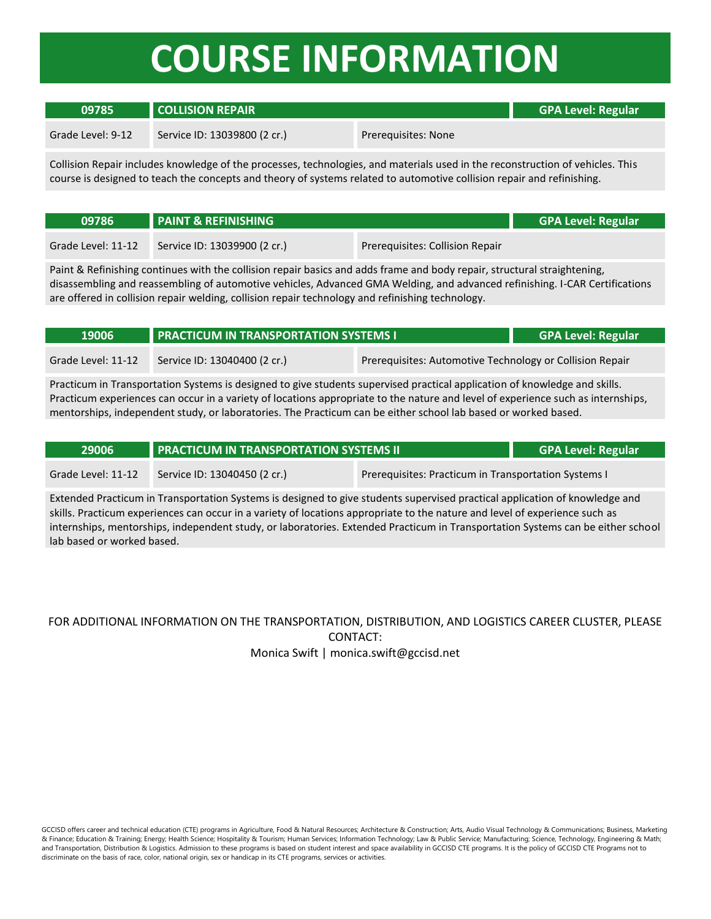# COURSE INFORMATION

| 09785 | COLLISION REPAIR | | GPA Level: Regular |
|---|---|---|---|
| Grade Level: 9-12 | Service ID: 13039800 (2 cr.) | Prerequisites: None | |

Collision Repair includes knowledge of the processes, technologies, and materials used in the reconstruction of vehicles. This course is designed to teach the concepts and theory of systems related to automotive collision repair and refinishing.

| 09786 | PAINT & REFINISHING | | GPA Level: Regular |
|---|---|---|---|
| Grade Level: 11-12 | Service ID: 13039900 (2 cr.) | Prerequisites: Collision Repair | |

Paint & Refinishing continues with the collision repair basics and adds frame and body repair, structural straightening, disassembling and reassembling of automotive vehicles, Advanced GMA Welding, and advanced refinishing. I-CAR Certifications are offered in collision repair welding, collision repair technology and refinishing technology.

| 19006 | PRACTICUM IN TRANSPORTATION SYSTEMS I | | GPA Level: Regular |
|---|---|---|---|
| Grade Level: 11-12 | Service ID: 13040400 (2 cr.) | Prerequisites: Automotive Technology or Collision Repair | |

Practicum in Transportation Systems is designed to give students supervised practical application of knowledge and skills. Practicum experiences can occur in a variety of locations appropriate to the nature and level of experience such as internships, mentorships, independent study, or laboratories. The Practicum can be either school lab based or worked based.

| 29006 | PRACTICUM IN TRANSPORTATION SYSTEMS II | | GPA Level: Regular |
|---|---|---|---|
| Grade Level: 11-12 | Service ID: 13040450 (2 cr.) | Prerequisites: Practicum in Transportation Systems I | |

Extended Practicum in Transportation Systems is designed to give students supervised practical application of knowledge and skills. Practicum experiences can occur in a variety of locations appropriate to the nature and level of experience such as internships, mentorships, independent study, or laboratories. Extended Practicum in Transportation Systems can be either school lab based or worked based.

FOR ADDITIONAL INFORMATION ON THE TRANSPORTATION, DISTRIBUTION, AND LOGISTICS CAREER CLUSTER, PLEASE CONTACT:
Monica Swift | monica.swift@gccisd.net

GCCISD offers career and technical education (CTE) programs in Agriculture, Food & Natural Resources; Architecture & Construction; Arts, Audio Visual Technology & Communications; Business, Marketing & Finance; Education & Training; Energy; Health Science; Hospitality & Tourism; Human Services; Information Technology; Law & Public Service; Manufacturing; Science, Technology, Engineering & Math; and Transportation, Distribution & Logistics. Admission to these programs is based on student interest and space availability in GCCISD CTE programs. It is the policy of GCCISD CTE Programs not to discriminate on the basis of race, color, national origin, sex or handicap in its CTE programs, services or activities.